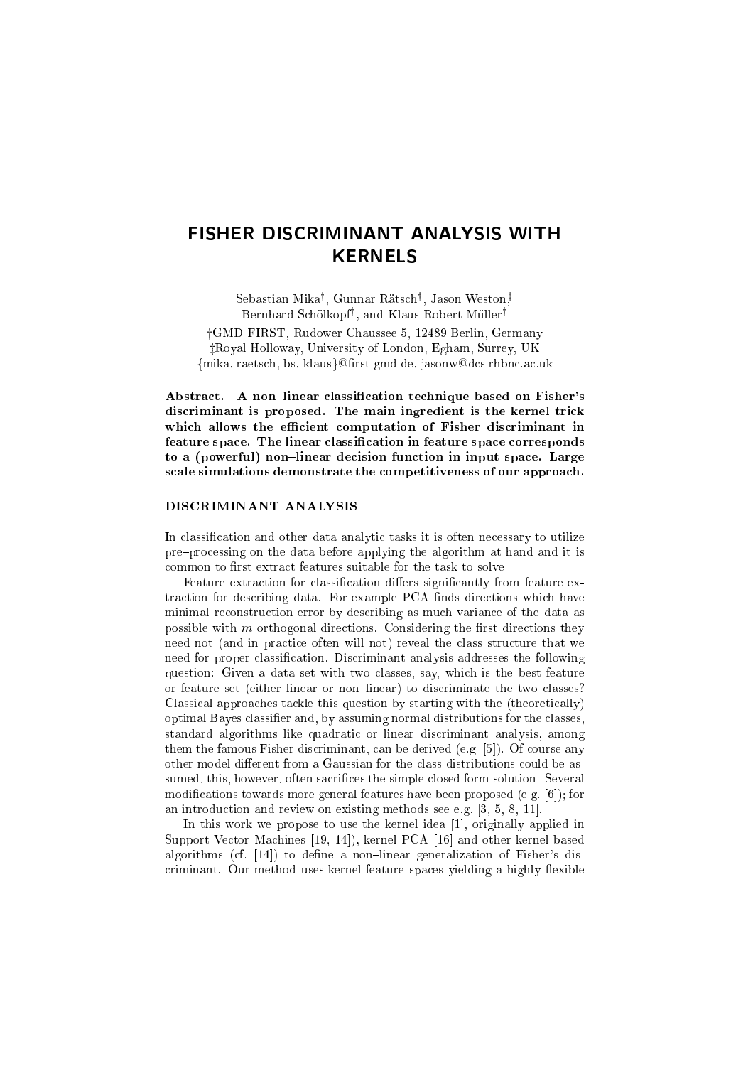# FISHER DISCRIMINANT ANALYSIS WITH KERNELS

Sebastian Mika[†], Gunnar Rätsch[†], Jason Weston[‡], Bernhard Schölkopf[†], and Klaus-Robert Müller[†]

[†]GMD FIRST, Rudower Chaussee 5, 12489 Berlin, Germany
[‡]Royal Holloway, University of London, Egham, Surrey, UK
{mika, raetsch, bs, klaus}@first.gmd.de, jasonw@dcs.rhbnc.ac.uk

**Abstract. A non–linear classification technique based on Fisher's discriminant is proposed. The main ingredient is the kernel trick which allows the efficient computation of Fisher discriminant in feature space. The linear classification in feature space corresponds to a (powerful) non–linear decision function in input space. Large scale simulations demonstrate the competitiveness of our approach.**

## DISCRIMINANT ANALYSIS

In classification and other data analytic tasks it is often necessary to utilize pre–processing on the data before applying the algorithm at hand and it is common to first extract features suitable for the task to solve.

Feature extraction for classification differs significantly from feature extraction for describing data. For example PCA finds directions which have minimal reconstruction error by describing as much variance of the data as possible with $m$ orthogonal directions. Considering the first directions they need not (and in practice often will not) reveal the class structure that we need for proper classification. Discriminant analysis addresses the following question: Given a data set with two classes, say, which is the best feature or feature set (either linear or non–linear) to discriminate the two classes? Classical approaches tackle this question by starting with the (theoretically) optimal Bayes classifier and, by assuming normal distributions for the classes, standard algorithms like quadratic or linear discriminant analysis, among them the famous Fisher discriminant, can be derived (e.g. [5]). Of course any other model different from a Gaussian for the class distributions could be assumed, this, however, often sacrifices the simple closed form solution. Several modifications towards more general features have been proposed (e.g. [6]); for an introduction and review on existing methods see e.g. [3, 5, 8, 11].

In this work we propose to use the kernel idea [1], originally applied in Support Vector Machines [19, 14]), kernel PCA [16] and other kernel based algorithms (cf. [14]) to define a non–linear generalization of Fisher's discriminant. Our method uses kernel feature spaces yielding a highly flexible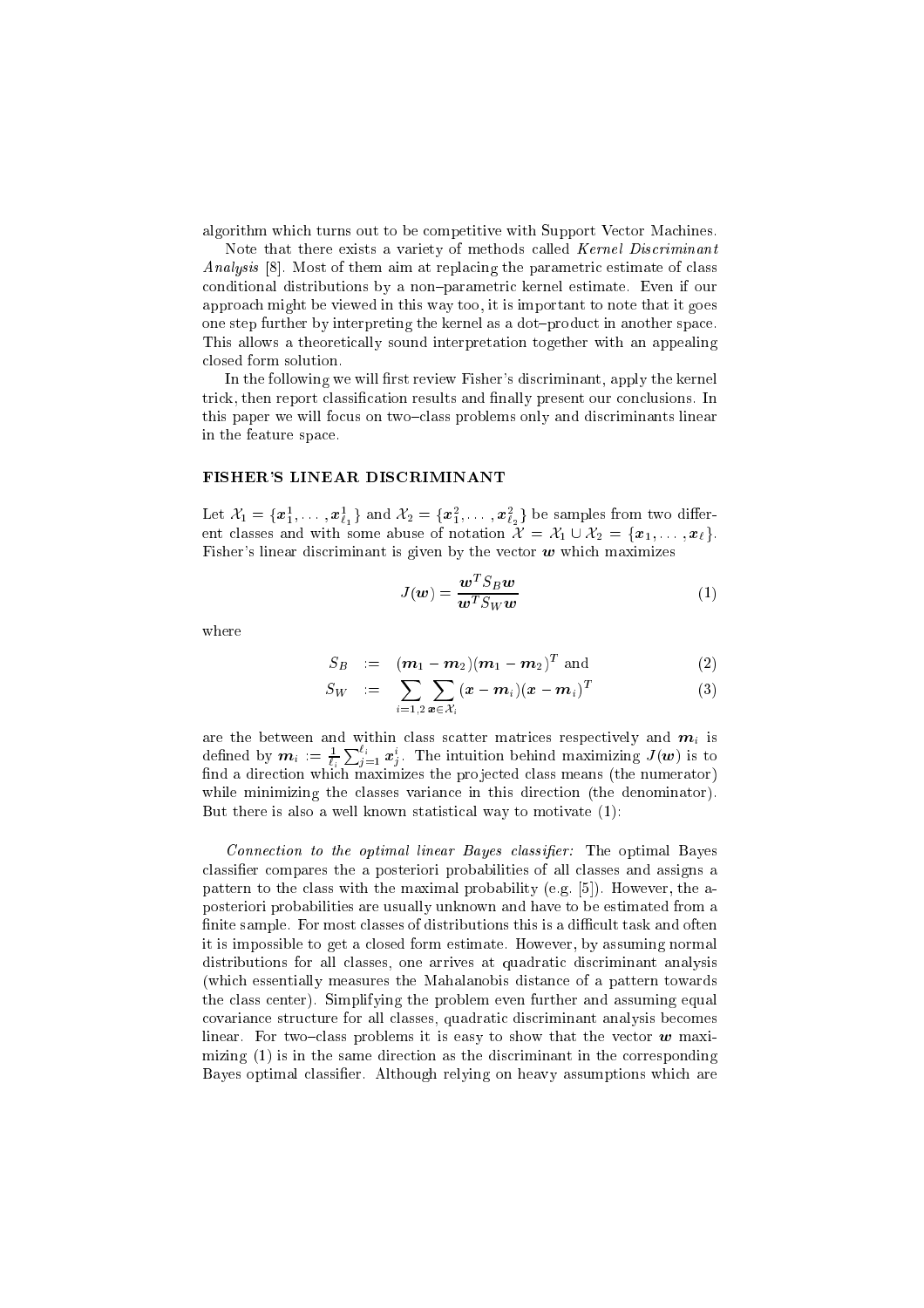algorithm which turns out to be competitive with Support Vector Machines.

Note that there exists a variety of methods called *Kernel Discriminant Analysis* [8]. Most of them aim at replacing the parametric estimate of class conditional distributions by a non–parametric kernel estimate. Even if our approach might be viewed in this way too, it is important to note that it goes one step further by interpreting the kernel as a dot–product in another space. This allows a theoretically sound interpretation together with an appealing closed form solution.

In the following we will first review Fisher's discriminant, apply the kernel trick, then report classification results and finally present our conclusions. In this paper we will focus on two–class problems only and discriminants linear in the feature space.

## FISHER'S LINEAR DISCRIMINANT

Let $\mathcal{X}_1 = \{\boldsymbol{x}_1^1, \ldots, \boldsymbol{x}_{\ell_1}^1\}$ and $\mathcal{X}_2 = \{\boldsymbol{x}_1^2, \ldots, \boldsymbol{x}_{\ell_2}^2\}$ be samples from two different classes and with some abuse of notation $\mathcal{X} = \mathcal{X}_1 \cup \mathcal{X}_2 = \{\boldsymbol{x}_1, \ldots, \boldsymbol{x}_\ell\}$. Fisher's linear discriminant is given by the vector $\boldsymbol{w}$ which maximizes

$$J(\boldsymbol{w}) = \frac{\boldsymbol{w}^T S_B \boldsymbol{w}}{\boldsymbol{w}^T S_W \boldsymbol{w}} \tag{1}$$

where

$$S_B := (\boldsymbol{m}_1 - \boldsymbol{m}_2)(\boldsymbol{m}_1 - \boldsymbol{m}_2)^T \text{ and} \tag{2}$$

$$S_W := \sum_{i=1,2} \sum_{\boldsymbol{x} \in \mathcal{X}_i} (\boldsymbol{x} - \boldsymbol{m}_i)(\boldsymbol{x} - \boldsymbol{m}_i)^T \tag{3}$$

are the between and within class scatter matrices respectively and $\boldsymbol{m}_i$ is defined by $\boldsymbol{m}_i := \frac{1}{\ell_i} \sum_{j=1}^{\ell_i} \boldsymbol{x}_j^i$. The intuition behind maximizing $J(\boldsymbol{w})$ is to find a direction which maximizes the projected class means (the numerator) while minimizing the classes variance in this direction (the denominator). But there is also a well known statistical way to motivate (1):

*Connection to the optimal linear Bayes classifier:* The optimal Bayes classifier compares the a posteriori probabilities of all classes and assigns a pattern to the class with the maximal probability (e.g. [5]). However, the a-posteriori probabilities are usually unknown and have to be estimated from a finite sample. For most classes of distributions this is a difficult task and often it is impossible to get a closed form estimate. However, by assuming normal distributions for all classes, one arrives at quadratic discriminant analysis (which essentially measures the Mahalanobis distance of a pattern towards the class center). Simplifying the problem even further and assuming equal covariance structure for all classes, quadratic discriminant analysis becomes linear. For two–class problems it is easy to show that the vector $\boldsymbol{w}$ maximizing (1) is in the same direction as the discriminant in the corresponding Bayes optimal classifier. Although relying on heavy assumptions which are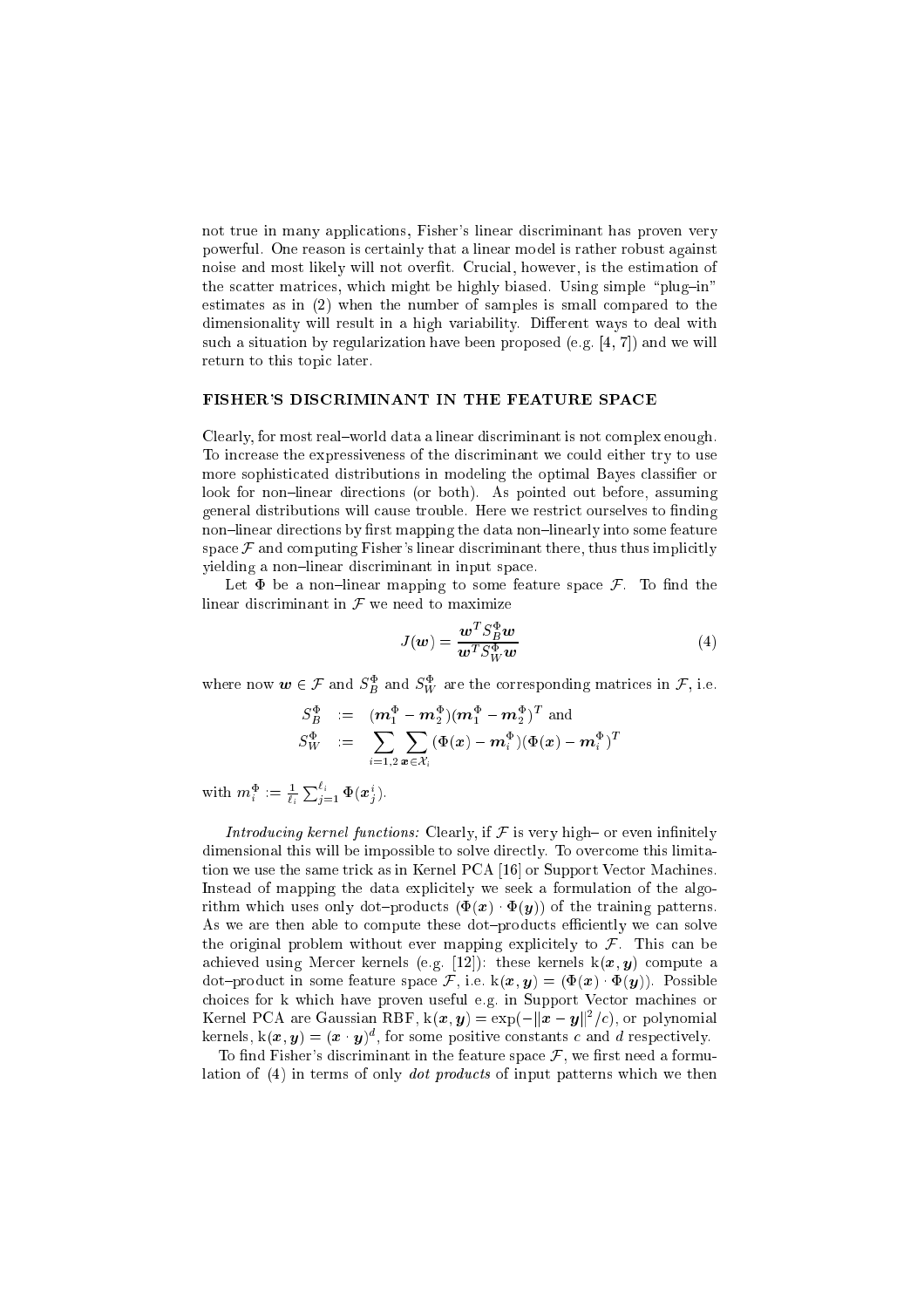not true in many applications, Fisher's linear discriminant has proven very powerful. One reason is certainly that a linear model is rather robust against noise and most likely will not overfit. Crucial, however, is the estimation of the scatter matrices, which might be highly biased. Using simple "plug–in" estimates as in (2) when the number of samples is small compared to the dimensionality will result in a high variability. Different ways to deal with such a situation by regularization have been proposed (e.g. [4, 7]) and we will return to this topic later.

## FISHER'S DISCRIMINANT IN THE FEATURE SPACE

Clearly, for most real–world data a linear discriminant is not complex enough. To increase the expressiveness of the discriminant we could either try to use more sophisticated distributions in modeling the optimal Bayes classifier or look for non–linear directions (or both). As pointed out before, assuming general distributions will cause trouble. Here we restrict ourselves to finding non–linear directions by first mapping the data non–linearly into some feature space $\mathcal{F}$ and computing Fisher's linear discriminant there, thus thus implicitly yielding a non–linear discriminant in input space.

Let $\Phi$ be a non–linear mapping to some feature space $\mathcal{F}$. To find the linear discriminant in $\mathcal{F}$ we need to maximize

$$J(\boldsymbol{w}) = \frac{\boldsymbol{w}^T S_B^\Phi \boldsymbol{w}}{\boldsymbol{w}^T S_W^\Phi \boldsymbol{w}} \tag{4}$$

where now $\boldsymbol{w} \in \mathcal{F}$ and $S_B^\Phi$ and $S_W^\Phi$ are the corresponding matrices in $\mathcal{F}$, i.e.

$$\begin{aligned} S_B^\Phi &:= (\boldsymbol{m}_1^\Phi - \boldsymbol{m}_2^\Phi)(\boldsymbol{m}_1^\Phi - \boldsymbol{m}_2^\Phi)^T \text{ and} \\ S_W^\Phi &:= \sum_{i=1,2} \sum_{\boldsymbol{x} \in \mathcal{X}_i} (\Phi(\boldsymbol{x}) - \boldsymbol{m}_i^\Phi)(\Phi(\boldsymbol{x}) - \boldsymbol{m}_i^\Phi)^T \end{aligned}$$

with $m_i^\Phi := \frac{1}{\ell_i} \sum_{j=1}^{\ell_i} \Phi(\boldsymbol{x}_j^i)$.

*Introducing kernel functions:* Clearly, if $\mathcal{F}$ is very high– or even infinitely dimensional this will be impossible to solve directly. To overcome this limitation we use the same trick as in Kernel PCA [16] or Support Vector Machines. Instead of mapping the data explicitely we seek a formulation of the algorithm which uses only dot–products $(\Phi(\boldsymbol{x}) \cdot \Phi(\boldsymbol{y}))$ of the training patterns. As we are then able to compute these dot–products efficiently we can solve the original problem without ever mapping explicitely to $\mathcal{F}$. This can be achieved using Mercer kernels (e.g. [12]): these kernels $\mathrm{k}(\boldsymbol{x}, \boldsymbol{y})$ compute a dot–product in some feature space $\mathcal{F}$, i.e. $\mathrm{k}(\boldsymbol{x}, \boldsymbol{y}) = (\Phi(\boldsymbol{x}) \cdot \Phi(\boldsymbol{y}))$. Possible choices for k which have proven useful e.g. in Support Vector machines or Kernel PCA are Gaussian RBF, $\mathrm{k}(\boldsymbol{x}, \boldsymbol{y}) = \exp(-\|\boldsymbol{x} - \boldsymbol{y}\|^2 / c)$, or polynomial kernels, $\mathrm{k}(\boldsymbol{x}, \boldsymbol{y}) = (\boldsymbol{x} \cdot \boldsymbol{y})^d$, for some positive constants $c$ and $d$ respectively.

To find Fisher's discriminant in the feature space $\mathcal{F}$, we first need a formulation of (4) in terms of only *dot products* of input patterns which we then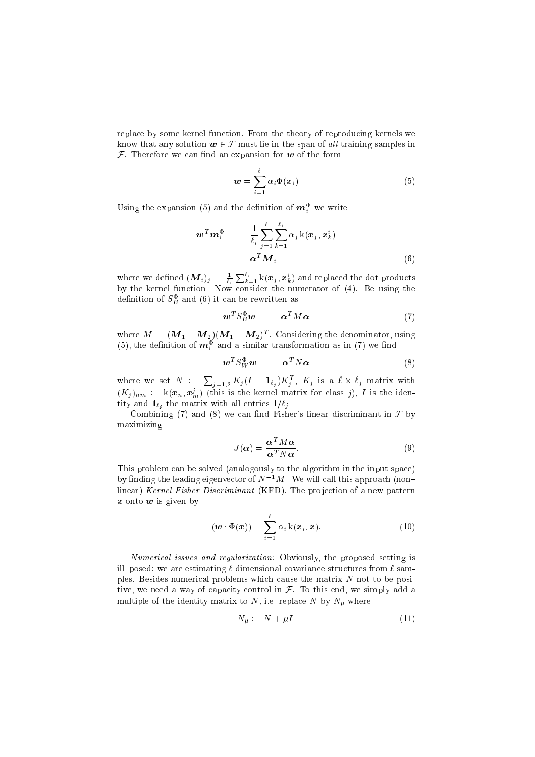replace by some kernel function. From the theory of reproducing kernels we know that any solution $\boldsymbol{w} \in \mathcal{F}$ must lie in the span of *all* training samples in $\mathcal{F}$. Therefore we can find an expansion for $\boldsymbol{w}$ of the form

$$\boldsymbol{w} = \sum_{i=1}^{\ell} \alpha_i \Phi(\boldsymbol{x}_i) \tag{5}$$

Using the expansion (5) and the definition of $\boldsymbol{m}_i^\Phi$ we write

$$\begin{aligned} \boldsymbol{w}^T \boldsymbol{m}_i^\Phi &= \frac{1}{\ell_i} \sum_{j=1}^{\ell} \sum_{k=1}^{\ell_i} \alpha_j \, \mathrm{k}(\boldsymbol{x}_j, \boldsymbol{x}_k^i) \\ &= \boldsymbol{\alpha}^T \boldsymbol{M}_i \end{aligned} \tag{6}$$

where we defined $(\boldsymbol{M}_i)_j := \frac{1}{\ell_i} \sum_{k=1}^{\ell_i} \mathrm{k}(\boldsymbol{x}_j, \boldsymbol{x}_k^i)$ and replaced the dot products by the kernel function. Now consider the numerator of (4). Be using the definition of $S_B^\Phi$ and (6) it can be rewritten as

$$\boldsymbol{w}^T S_B^\Phi \boldsymbol{w} = \boldsymbol{\alpha}^T M \boldsymbol{\alpha} \tag{7}$$

where $M := (\boldsymbol{M}_1 - \boldsymbol{M}_2)(\boldsymbol{M}_1 - \boldsymbol{M}_2)^T$. Considering the denominator, using (5), the definition of $\boldsymbol{m}_i^\Phi$ and a similar transformation as in (7) we find:

$$\boldsymbol{w}^T S_W^\Phi \boldsymbol{w} = \boldsymbol{\alpha}^T N \boldsymbol{\alpha} \tag{8}$$

where we set $N := \sum_{j=1,2} K_j (I - \mathbf{1}_{\ell_j}) K_j^T$, $K_j$ is a $\ell \times \ell_j$ matrix with $(K_j)_{nm} := \mathrm{k}(\boldsymbol{x}_n, \boldsymbol{x}_m^j)$ (this is the kernel matrix for class $j$), $I$ is the identity and $\mathbf{1}_{\ell_j}$ the matrix with all entries $1/\ell_j$.

Combining (7) and (8) we can find Fisher's linear discriminant in $\mathcal{F}$ by maximizing

$$J(\boldsymbol{\alpha}) = \frac{\boldsymbol{\alpha}^T M \boldsymbol{\alpha}}{\boldsymbol{\alpha}^T N \boldsymbol{\alpha}}. \tag{9}$$

This problem can be solved (analogously to the algorithm in the input space) by finding the leading eigenvector of $N^{-1}M$. We will call this approach (non–linear) *Kernel Fisher Discriminant* (KFD). The projection of a new pattern $\boldsymbol{x}$ onto $\boldsymbol{w}$ is given by

$$(\boldsymbol{w} \cdot \Phi(\boldsymbol{x})) = \sum_{i=1}^{\ell} \alpha_i \, \mathrm{k}(\boldsymbol{x}_i, \boldsymbol{x}). \tag{10}$$

*Numerical issues and regularization:* Obviously, the proposed setting is ill–posed: we are estimating $\ell$ dimensional covariance structures from $\ell$ samples. Besides numerical problems which cause the matrix $N$ not to be positive, we need a way of capacity control in $\mathcal{F}$. To this end, we simply add a multiple of the identity matrix to $N$, i.e. replace $N$ by $N_\mu$ where

$$N_\mu := N + \mu I. \tag{11}$$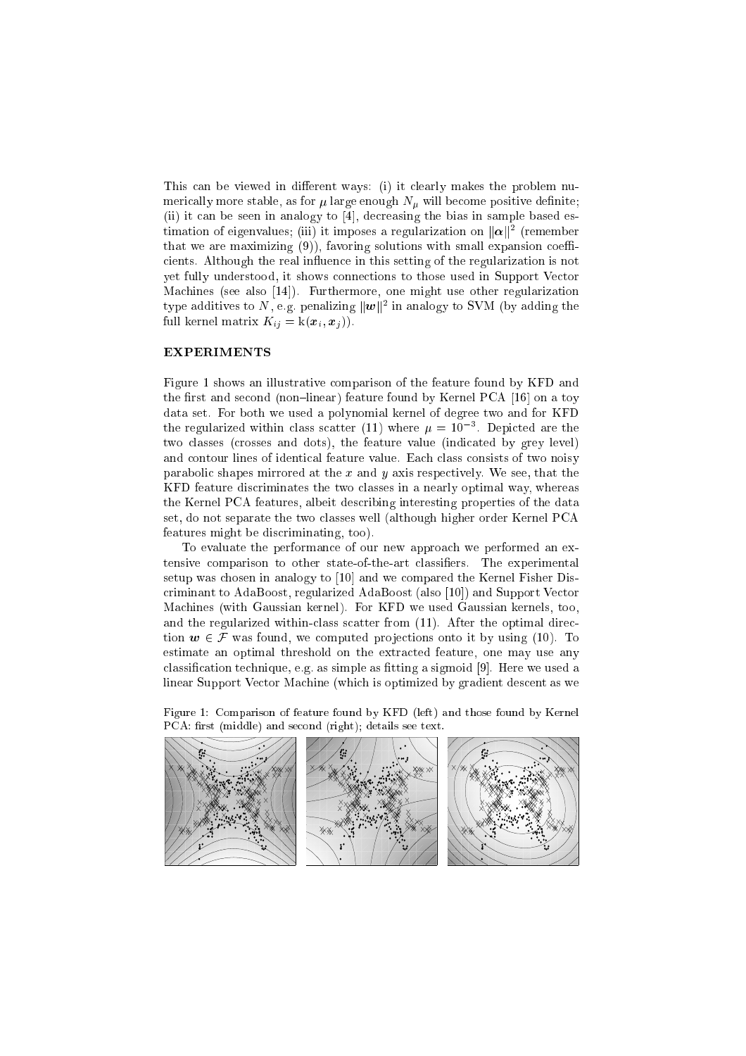This can be viewed in different ways: (i) it clearly makes the problem numerically more stable, as for $\mu$ large enough $N_\mu$ will become positive definite; (ii) it can be seen in analogy to [4], decreasing the bias in sample based estimation of eigenvalues; (iii) it imposes a regularization on $\|\boldsymbol{\alpha}\|^2$ (remember that we are maximizing (9)), favoring solutions with small expansion coefficients. Although the real influence in this setting of the regularization is not yet fully understood, it shows connections to those used in Support Vector Machines (see also [14]). Furthermore, one might use other regularization type additives to $N$, e.g. penalizing $\|\boldsymbol{w}\|^2$ in analogy to SVM (by adding the full kernel matrix $K_{ij} = \mathrm{k}(\boldsymbol{x}_i, \boldsymbol{x}_j)$).

## EXPERIMENTS

Figure 1 shows an illustrative comparison of the feature found by KFD and the first and second (non–linear) feature found by Kernel PCA [16] on a toy data set. For both we used a polynomial kernel of degree two and for KFD the regularized within class scatter (11) where $\mu = 10^{-3}$. Depicted are the two classes (crosses and dots), the feature value (indicated by grey level) and contour lines of identical feature value. Each class consists of two noisy parabolic shapes mirrored at the $x$ and $y$ axis respectively. We see, that the KFD feature discriminates the two classes in a nearly optimal way, whereas the Kernel PCA features, albeit describing interesting properties of the data set, do not separate the two classes well (although higher order Kernel PCA features might be discriminating, too).

To evaluate the performance of our new approach we performed an extensive comparison to other state-of-the-art classifiers. The experimental setup was chosen in analogy to [10] and we compared the Kernel Fisher Discriminant to AdaBoost, regularized AdaBoost (also [10]) and Support Vector Machines (with Gaussian kernel). For KFD we used Gaussian kernels, too, and the regularized within-class scatter from (11). After the optimal direction $\boldsymbol{w} \in \mathcal{F}$ was found, we computed projections onto it by using (10). To estimate an optimal threshold on the extracted feature, one may use any classification technique, e.g. as simple as fitting a sigmoid [9]. Here we used a linear Support Vector Machine (which is optimized by gradient descent as we

Figure 1: Comparison of feature found by KFD (left) and those found by Kernel PCA: first (middle) and second (right); details see text.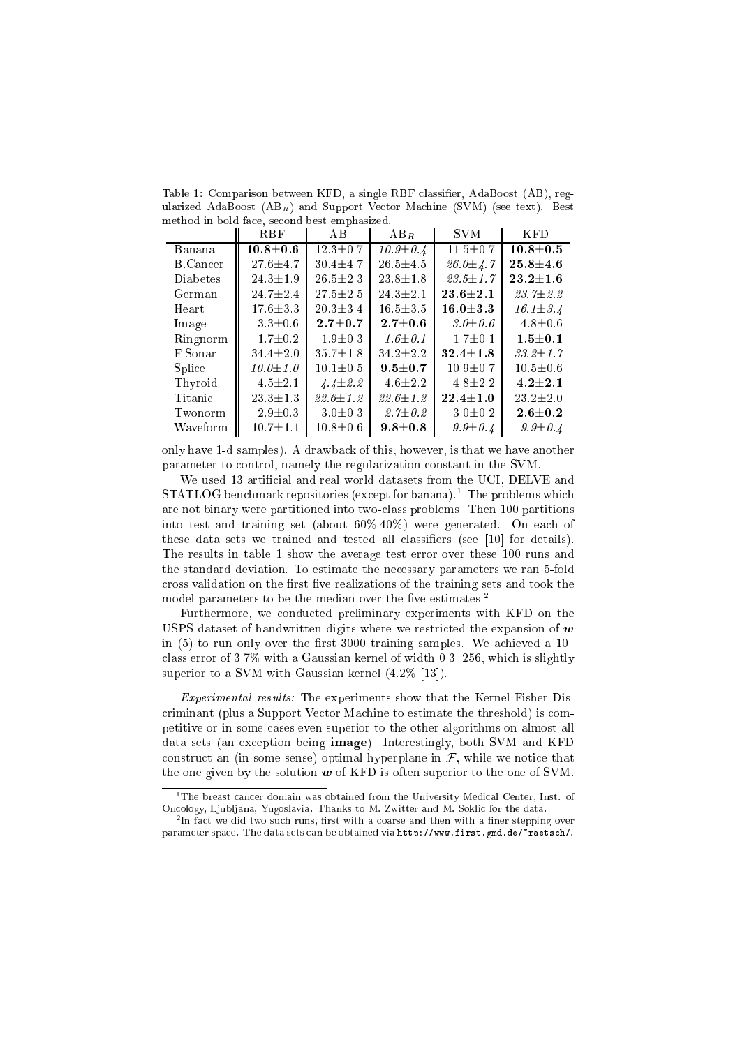Table 1: Comparison between KFD, a single RBF classifier, AdaBoost (AB), regularized AdaBoost ($AB_R$) and Support Vector Machine (SVM) (see text). Best method in bold face, second best emphasized.

| | RBF | AB | $AB_R$ | SVM | KFD |
|---|---|---|---|---|---|
| Banana | **10.8±0.6** | 12.3±0.7 | *10.9±0.4* | 11.5±0.7 | **10.8±0.5** |
| B.Cancer | 27.6±4.7 | 30.4±4.7 | 26.5±4.5 | *26.0±4.7* | **25.8±4.6** |
| Diabetes | 24.3±1.9 | 26.5±2.3 | 23.8±1.8 | *23.5±1.7* | **23.2±1.6** |
| German | 24.7±2.4 | 27.5±2.5 | 24.3±2.1 | **23.6±2.1** | *23.7±2.2* |
| Heart | 17.6±3.3 | 20.3±3.4 | 16.5±3.5 | **16.0±3.3** | *16.1±3.4* |
| Image | 3.3±0.6 | **2.7±0.7** | **2.7±0.6** | *3.0±0.6* | 4.8±0.6 |
| Ringnorm | 1.7±0.2 | 1.9±0.3 | *1.6±0.1* | 1.7±0.1 | **1.5±0.1** |
| F.Sonar | 34.4±2.0 | 35.7±1.8 | 34.2±2.2 | **32.4±1.8** | *33.2±1.7* |
| Splice | *10.0±1.0* | 10.1±0.5 | **9.5±0.7** | 10.9±0.7 | 10.5±0.6 |
| Thyroid | 4.5±2.1 | *4.4±2.2* | 4.6±2.2 | 4.8±2.2 | **4.2±2.1** |
| Titanic | 23.3±1.3 | *22.6±1.2* | *22.6±1.2* | **22.4±1.0** | 23.2±2.0 |
| Twonorm | 2.9±0.3 | 3.0±0.3 | *2.7±0.2* | 3.0±0.2 | **2.6±0.2** |
| Waveform | 10.7±1.1 | 10.8±0.6 | **9.8±0.8** | *9.9±0.4* | *9.9±0.4* |

only have 1-d samples). A drawback of this, however, is that we have another parameter to control, namely the regularization constant in the SVM.

We used 13 artificial and real world datasets from the UCI, DELVE and STATLOG benchmark repositories (except for banana).[1] The problems which are not binary were partitioned into two-class problems. Then 100 partitions into test and training set (about 60%:40%) were generated. On each of these data sets we trained and tested all classifiers (see [10] for details). The results in table 1 show the average test error over these 100 runs and the standard deviation. To estimate the necessary parameters we ran 5-fold cross validation on the first five realizations of the training sets and took the model parameters to be the median over the five estimates.[2]

Furthermore, we conducted preliminary experiments with KFD on the USPS dataset of handwritten digits where we restricted the expansion of $\boldsymbol{w}$ in (5) to run only over the first 3000 training samples. We achieved a 10–class error of 3.7% with a Gaussian kernel of width $0.3 \cdot 256$, which is slightly superior to a SVM with Gaussian kernel (4.2% [13]).

*Experimental results:* The experiments show that the Kernel Fisher Discriminant (plus a Support Vector Machine to estimate the threshold) is competitive or in some cases even superior to the other algorithms on almost all data sets (an exception being **image**). Interestingly, both SVM and KFD construct an (in some sense) optimal hyperplane in $\mathcal{F}$, while we notice that the one given by the solution $\boldsymbol{w}$ of KFD is often superior to the one of SVM.

[1] The breast cancer domain was obtained from the University Medical Center, Inst. of Oncology, Ljubljana, Yugoslavia. Thanks to M. Zwitter and M. Soklic for the data.

[2] In fact we did two such runs, first with a coarse and then with a finer stepping over parameter space. The data sets can be obtained via http://www.first.gmd.de/~raetsch/.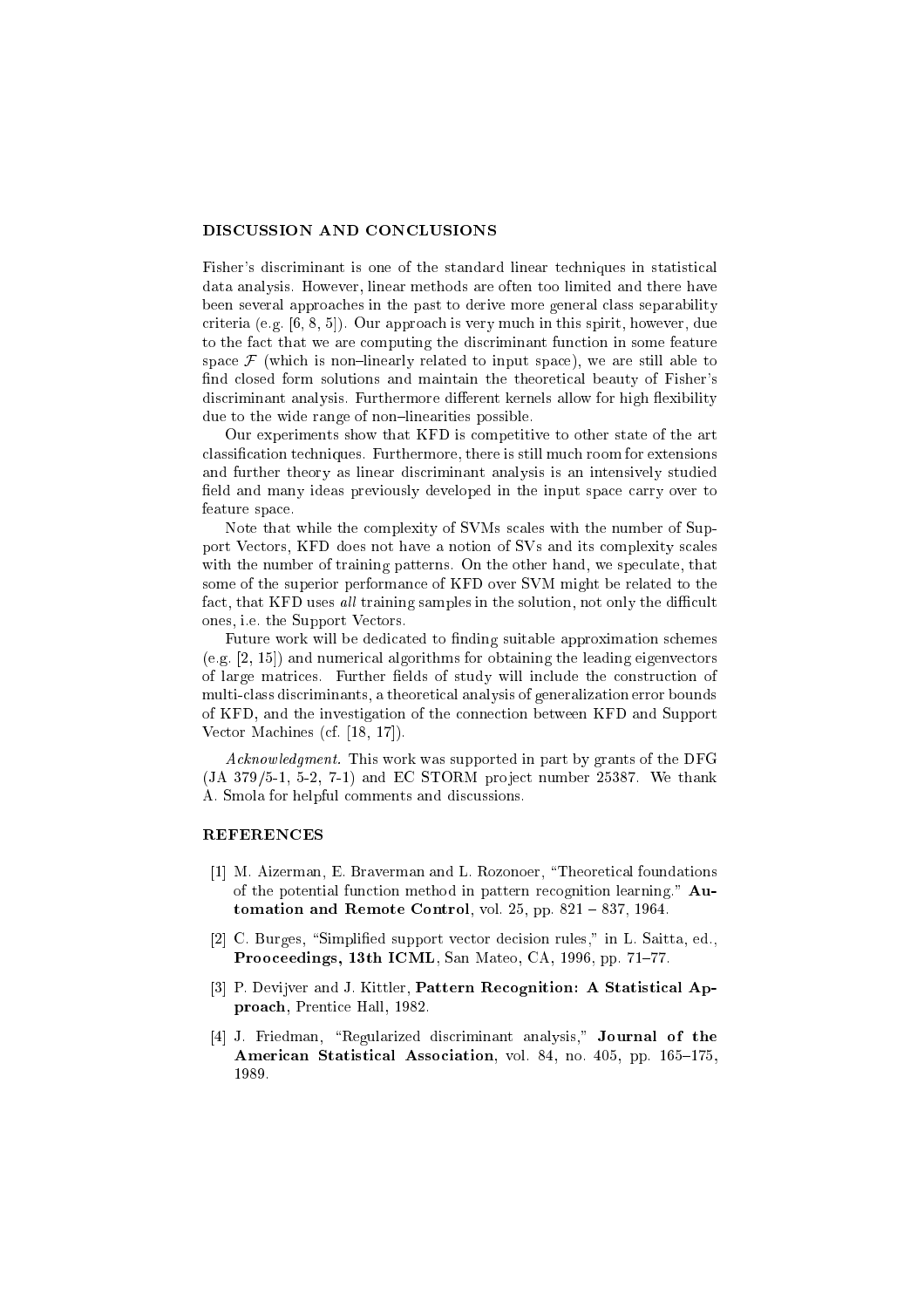## DISCUSSION AND CONCLUSIONS

Fisher's discriminant is one of the standard linear techniques in statistical data analysis. However, linear methods are often too limited and there have been several approaches in the past to derive more general class separability criteria (e.g. [6, 8, 5]). Our approach is very much in this spirit, however, due to the fact that we are computing the discriminant function in some feature space $\mathcal{F}$ (which is non–linearly related to input space), we are still able to find closed form solutions and maintain the theoretical beauty of Fisher's discriminant analysis. Furthermore different kernels allow for high flexibility due to the wide range of non–linearities possible.

Our experiments show that KFD is competitive to other state of the art classification techniques. Furthermore, there is still much room for extensions and further theory as linear discriminant analysis is an intensively studied field and many ideas previously developed in the input space carry over to feature space.

Note that while the complexity of SVMs scales with the number of Support Vectors, KFD does not have a notion of SVs and its complexity scales with the number of training patterns. On the other hand, we speculate, that some of the superior performance of KFD over SVM might be related to the fact, that KFD uses *all* training samples in the solution, not only the difficult ones, i.e. the Support Vectors.

Future work will be dedicated to finding suitable approximation schemes (e.g. [2, 15]) and numerical algorithms for obtaining the leading eigenvectors of large matrices. Further fields of study will include the construction of multi-class discriminants, a theoretical analysis of generalization error bounds of KFD, and the investigation of the connection between KFD and Support Vector Machines (cf. [18, 17]).

*Acknowledgment.* This work was supported in part by grants of the DFG (JA 379/5-1, 5-2, 7-1) and EC STORM project number 25387. We thank A. Smola for helpful comments and discussions.

## REFERENCES

[1] M. Aizerman, E. Braverman and L. Rozonoer, "Theoretical foundations of the potential function method in pattern recognition learning." **Automation and Remote Control**, vol. 25, pp. 821 – 837, 1964.

[2] C. Burges, "Simplified support vector decision rules," in L. Saitta, ed., **Prooceedings, 13th ICML**, San Mateo, CA, 1996, pp. 71–77.

[3] P. Devijver and J. Kittler, **Pattern Recognition: A Statistical Approach**, Prentice Hall, 1982.

[4] J. Friedman, "Regularized discriminant analysis," **Journal of the American Statistical Association**, vol. 84, no. 405, pp. 165–175, 1989.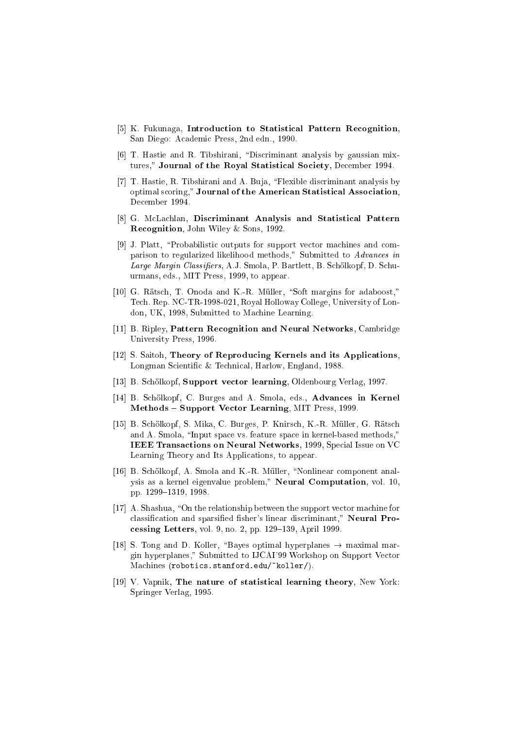[5] K. Fukunaga, **Introduction to Statistical Pattern Recognition**, San Diego: Academic Press, 2nd edn., 1990.

[6] T. Hastie and R. Tibshirani, "Discriminant analysis by gaussian mixtures," **Journal of the Royal Statistical Society**, December 1994.

[7] T. Hastie, R. Tibshirani and A. Buja, "Flexible discriminant analysis by optimal scoring," **Journal of the American Statistical Association**, December 1994.

[8] G. McLachlan, **Discriminant Analysis and Statistical Pattern Recognition**, John Wiley & Sons, 1992.

[9] J. Platt, "Probabilistic outputs for support vector machines and comparison to regularized likelihood methods," Submitted to *Advances in Large Margin Classifiers*, A.J. Smola, P. Bartlett, B. Schölkopf, D. Schuurmans, eds., MIT Press, 1999, to appear.

[10] G. Rätsch, T. Onoda and K.-R. Müller, "Soft margins for adaboost," Tech. Rep. NC-TR-1998-021, Royal Holloway College, University of London, UK, 1998, Submitted to Machine Learning.

[11] B. Ripley, **Pattern Recognition and Neural Networks**, Cambridge University Press, 1996.

[12] S. Saitoh, **Theory of Reproducing Kernels and its Applications**, Longman Scientific & Technical, Harlow, England, 1988.

[13] B. Schölkopf, **Support vector learning**, Oldenbourg Verlag, 1997.

[14] B. Schölkopf, C. Burges and A. Smola, eds., **Advances in Kernel Methods – Support Vector Learning**, MIT Press, 1999.

[15] B. Schölkopf, S. Mika, C. Burges, P. Knirsch, K.-R. Müller, G. Rätsch and A. Smola, "Input space vs. feature space in kernel-based methods," **IEEE Transactions on Neural Networks**, 1999, Special Issue on VC Learning Theory and Its Applications, to appear.

[16] B. Schölkopf, A. Smola and K.-R. Müller, "Nonlinear component analysis as a kernel eigenvalue problem," **Neural Computation**, vol. 10, pp. 1299–1319, 1998.

[17] A. Shashua, "On the relationship between the support vector machine for classification and sparsified fisher's linear discriminant," **Neural Processing Letters**, vol. 9, no. 2, pp. 129–139, April 1999.

[18] S. Tong and D. Koller, "Bayes optimal hyperplanes $\to$ maximal margin hyperplanes," Submitted to IJCAI'99 Workshop on Support Vector Machines (`robotics.stanford.edu/~koller/`).

[19] V. Vapnik, **The nature of statistical learning theory**, New York: Springer Verlag, 1995.